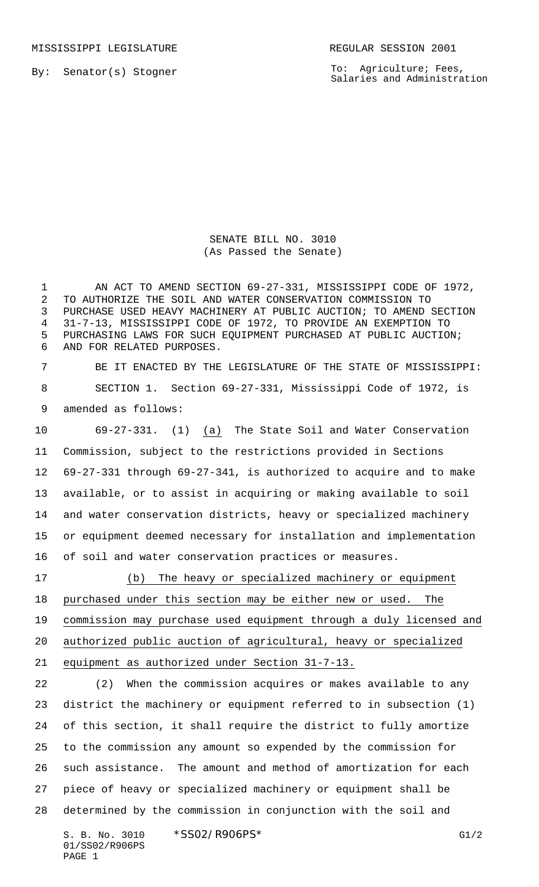MISSISSIPPI LEGISLATURE

REGULAR SESSION 2001

By: Senator(s) Stogner

To: Agriculture; Fees, Salaries and Administration

# SENATE BILL NO. 3010
(As Passed the Senate)

AN ACT TO AMEND SECTION 69-27-331, MISSISSIPPI CODE OF 1972, TO AUTHORIZE THE SOIL AND WATER CONSERVATION COMMISSION TO PURCHASE USED HEAVY MACHINERY AT PUBLIC AUCTION; TO AMEND SECTION 31-7-13, MISSISSIPPI CODE OF 1972, TO PROVIDE AN EXEMPTION TO PURCHASING LAWS FOR SUCH EQUIPMENT PURCHASED AT PUBLIC AUCTION; AND FOR RELATED PURPOSES.

BE IT ENACTED BY THE LEGISLATURE OF THE STATE OF MISSISSIPPI:

SECTION 1. Section 69-27-331, Mississippi Code of 1972, is amended as follows:

69-27-331. (1) (a) The State Soil and Water Conservation Commission, subject to the restrictions provided in Sections 69-27-331 through 69-27-341, is authorized to acquire and to make available, or to assist in acquiring or making available to soil and water conservation districts, heavy or specialized machinery or equipment deemed necessary for installation and implementation of soil and water conservation practices or measures.

(b) The heavy or specialized machinery or equipment purchased under this section may be either new or used. The commission may purchase used equipment through a duly licensed and authorized public auction of agricultural, heavy or specialized equipment as authorized under Section 31-7-13.

(2) When the commission acquires or makes available to any district the machinery or equipment referred to in subsection (1) of this section, it shall require the district to fully amortize to the commission any amount so expended by the commission for such assistance. The amount and method of amortization for each piece of heavy or specialized machinery or equipment shall be determined by the commission in conjunction with the soil and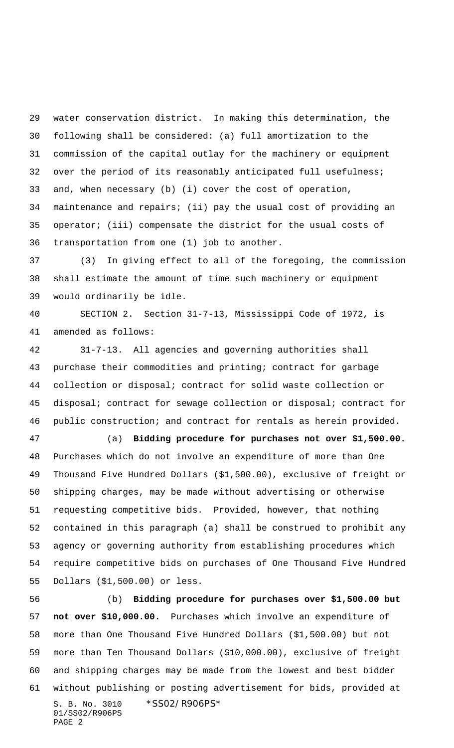water conservation district. In making this determination, the following shall be considered: (a) full amortization to the commission of the capital outlay for the machinery or equipment over the period of its reasonably anticipated full usefulness; and, when necessary (b) (i) cover the cost of operation, maintenance and repairs; (ii) pay the usual cost of providing an operator; (iii) compensate the district for the usual costs of transportation from one (1) job to another.

(3) In giving effect to all of the foregoing, the commission shall estimate the amount of time such machinery or equipment would ordinarily be idle.

SECTION 2. Section 31-7-13, Mississippi Code of 1972, is amended as follows:

31-7-13. All agencies and governing authorities shall purchase their commodities and printing; contract for garbage collection or disposal; contract for solid waste collection or disposal; contract for sewage collection or disposal; contract for public construction; and contract for rentals as herein provided.

(a) **Bidding procedure for purchases not over $1,500.00.** Purchases which do not involve an expenditure of more than One Thousand Five Hundred Dollars ($1,500.00), exclusive of freight or shipping charges, may be made without advertising or otherwise requesting competitive bids. Provided, however, that nothing contained in this paragraph (a) shall be construed to prohibit any agency or governing authority from establishing procedures which require competitive bids on purchases of One Thousand Five Hundred Dollars ($1,500.00) or less.

(b) **Bidding procedure for purchases over $1,500.00 but not over $10,000.00.** Purchases which involve an expenditure of more than One Thousand Five Hundred Dollars ($1,500.00) but not more than Ten Thousand Dollars ($10,000.00), exclusive of freight and shipping charges may be made from the lowest and best bidder without publishing or posting advertisement for bids, provided at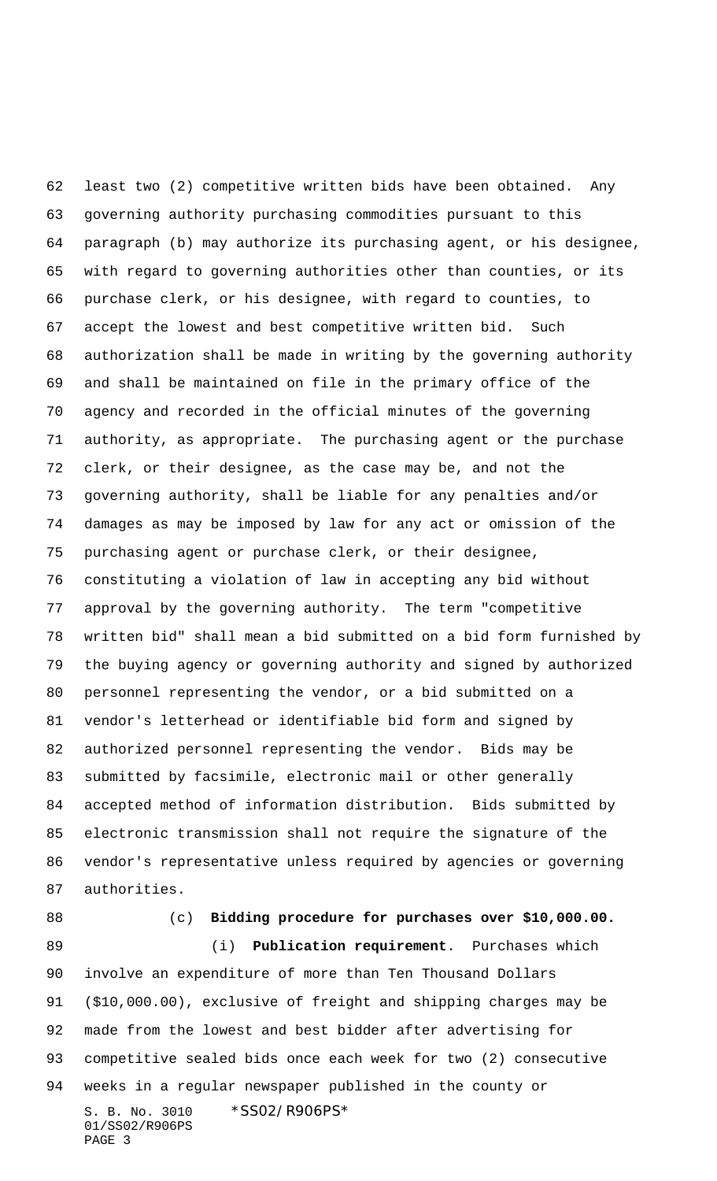least two (2) competitive written bids have been obtained. Any governing authority purchasing commodities pursuant to this paragraph (b) may authorize its purchasing agent, or his designee, with regard to governing authorities other than counties, or its purchase clerk, or his designee, with regard to counties, to accept the lowest and best competitive written bid. Such authorization shall be made in writing by the governing authority and shall be maintained on file in the primary office of the agency and recorded in the official minutes of the governing authority, as appropriate. The purchasing agent or the purchase clerk, or their designee, as the case may be, and not the governing authority, shall be liable for any penalties and/or damages as may be imposed by law for any act or omission of the purchasing agent or purchase clerk, or their designee, constituting a violation of law in accepting any bid without approval by the governing authority. The term "competitive written bid" shall mean a bid submitted on a bid form furnished by the buying agency or governing authority and signed by authorized personnel representing the vendor, or a bid submitted on a vendor's letterhead or identifiable bid form and signed by authorized personnel representing the vendor. Bids may be submitted by facsimile, electronic mail or other generally accepted method of information distribution. Bids submitted by electronic transmission shall not require the signature of the vendor's representative unless required by agencies or governing authorities.

(c) **Bidding procedure for purchases over $10,000.00.**

(i) **Publication requirement**. Purchases which involve an expenditure of more than Ten Thousand Dollars ($10,000.00), exclusive of freight and shipping charges may be made from the lowest and best bidder after advertising for competitive sealed bids once each week for two (2) consecutive weeks in a regular newspaper published in the county or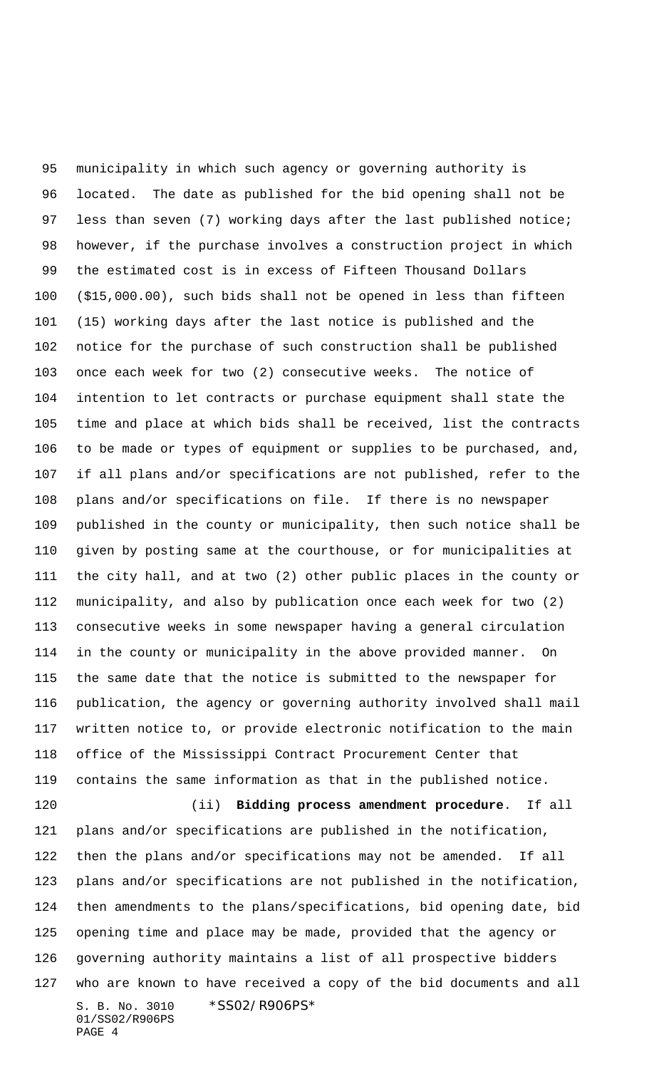municipality in which such agency or governing authority is located. The date as published for the bid opening shall not be less than seven (7) working days after the last published notice; however, if the purchase involves a construction project in which the estimated cost is in excess of Fifteen Thousand Dollars ($15,000.00), such bids shall not be opened in less than fifteen (15) working days after the last notice is published and the notice for the purchase of such construction shall be published once each week for two (2) consecutive weeks. The notice of intention to let contracts or purchase equipment shall state the time and place at which bids shall be received, list the contracts to be made or types of equipment or supplies to be purchased, and, if all plans and/or specifications are not published, refer to the plans and/or specifications on file. If there is no newspaper published in the county or municipality, then such notice shall be given by posting same at the courthouse, or for municipalities at the city hall, and at two (2) other public places in the county or municipality, and also by publication once each week for two (2) consecutive weeks in some newspaper having a general circulation in the county or municipality in the above provided manner. On the same date that the notice is submitted to the newspaper for publication, the agency or governing authority involved shall mail written notice to, or provide electronic notification to the main office of the Mississippi Contract Procurement Center that contains the same information as that in the published notice.

(ii) **Bidding process amendment procedure**. If all plans and/or specifications are published in the notification, then the plans and/or specifications may not be amended. If all plans and/or specifications are not published in the notification, then amendments to the plans/specifications, bid opening date, bid opening time and place may be made, provided that the agency or governing authority maintains a list of all prospective bidders who are known to have received a copy of the bid documents and all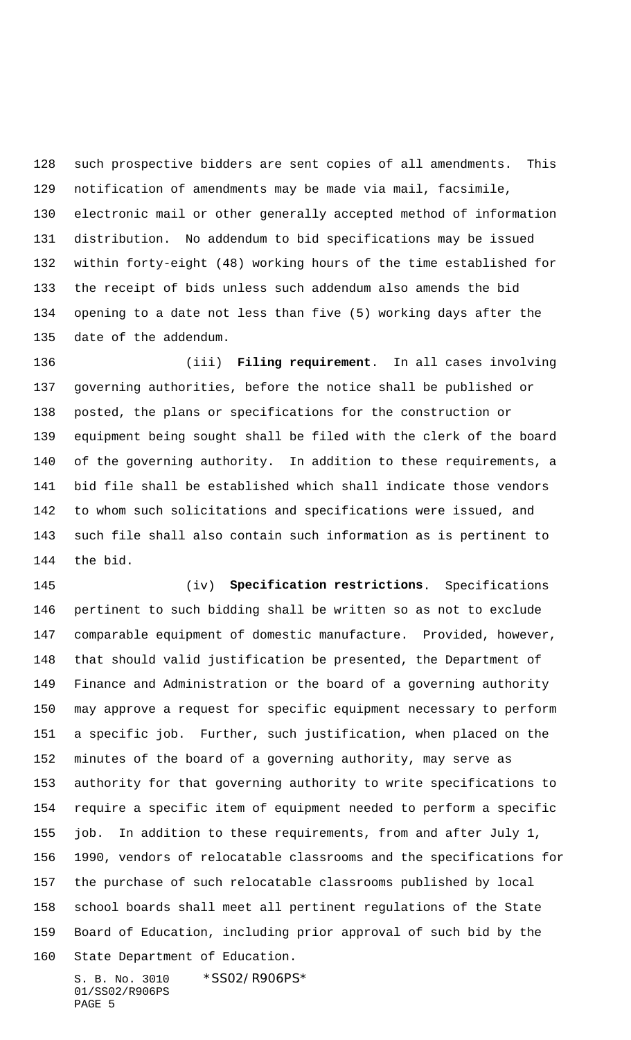such prospective bidders are sent copies of all amendments. This notification of amendments may be made via mail, facsimile, electronic mail or other generally accepted method of information distribution. No addendum to bid specifications may be issued within forty-eight (48) working hours of the time established for the receipt of bids unless such addendum also amends the bid opening to a date not less than five (5) working days after the date of the addendum.

(iii) **Filing requirement**. In all cases involving governing authorities, before the notice shall be published or posted, the plans or specifications for the construction or equipment being sought shall be filed with the clerk of the board of the governing authority. In addition to these requirements, a bid file shall be established which shall indicate those vendors to whom such solicitations and specifications were issued, and such file shall also contain such information as is pertinent to the bid.

(iv) **Specification restrictions**. Specifications pertinent to such bidding shall be written so as not to exclude comparable equipment of domestic manufacture. Provided, however, that should valid justification be presented, the Department of Finance and Administration or the board of a governing authority may approve a request for specific equipment necessary to perform a specific job. Further, such justification, when placed on the minutes of the board of a governing authority, may serve as authority for that governing authority to write specifications to require a specific item of equipment needed to perform a specific job. In addition to these requirements, from and after July 1, 1990, vendors of relocatable classrooms and the specifications for the purchase of such relocatable classrooms published by local school boards shall meet all pertinent regulations of the State Board of Education, including prior approval of such bid by the State Department of Education.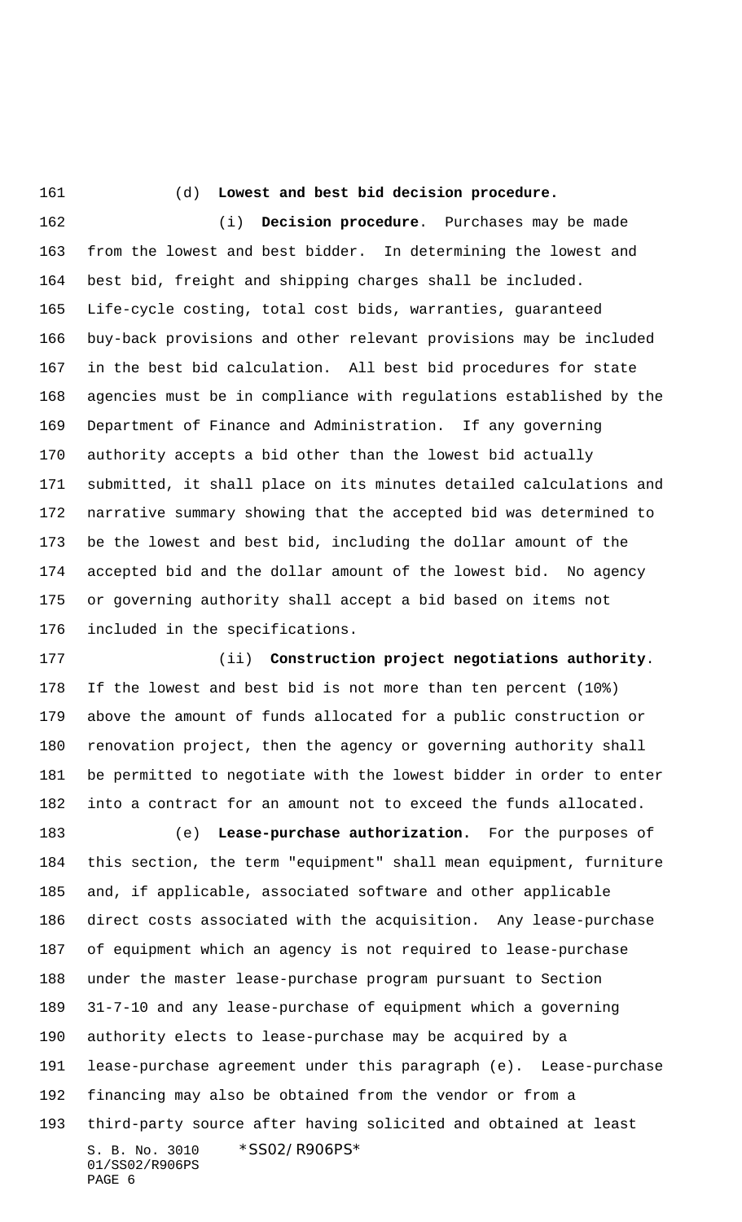(d) **Lowest and best bid decision procedure.**

(i) **Decision procedure**. Purchases may be made from the lowest and best bidder. In determining the lowest and best bid, freight and shipping charges shall be included. Life-cycle costing, total cost bids, warranties, guaranteed buy-back provisions and other relevant provisions may be included in the best bid calculation. All best bid procedures for state agencies must be in compliance with regulations established by the Department of Finance and Administration. If any governing authority accepts a bid other than the lowest bid actually submitted, it shall place on its minutes detailed calculations and narrative summary showing that the accepted bid was determined to be the lowest and best bid, including the dollar amount of the accepted bid and the dollar amount of the lowest bid. No agency or governing authority shall accept a bid based on items not included in the specifications.

(ii) **Construction project negotiations authority**. If the lowest and best bid is not more than ten percent (10%) above the amount of funds allocated for a public construction or renovation project, then the agency or governing authority shall be permitted to negotiate with the lowest bidder in order to enter into a contract for an amount not to exceed the funds allocated.

(e) **Lease-purchase authorization.** For the purposes of this section, the term "equipment" shall mean equipment, furniture and, if applicable, associated software and other applicable direct costs associated with the acquisition. Any lease-purchase of equipment which an agency is not required to lease-purchase under the master lease-purchase program pursuant to Section 31-7-10 and any lease-purchase of equipment which a governing authority elects to lease-purchase may be acquired by a lease-purchase agreement under this paragraph (e). Lease-purchase financing may also be obtained from the vendor or from a third-party source after having solicited and obtained at least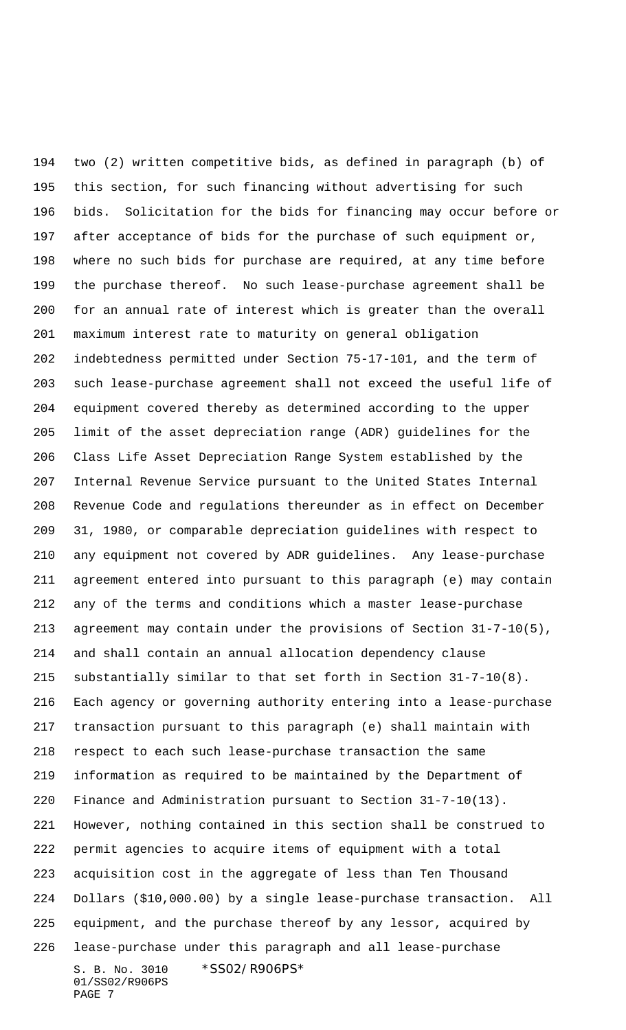two (2) written competitive bids, as defined in paragraph (b) of this section, for such financing without advertising for such bids. Solicitation for the bids for financing may occur before or after acceptance of bids for the purchase of such equipment or, where no such bids for purchase are required, at any time before the purchase thereof. No such lease-purchase agreement shall be for an annual rate of interest which is greater than the overall maximum interest rate to maturity on general obligation indebtedness permitted under Section 75-17-101, and the term of such lease-purchase agreement shall not exceed the useful life of equipment covered thereby as determined according to the upper limit of the asset depreciation range (ADR) guidelines for the Class Life Asset Depreciation Range System established by the Internal Revenue Service pursuant to the United States Internal Revenue Code and regulations thereunder as in effect on December 31, 1980, or comparable depreciation guidelines with respect to any equipment not covered by ADR guidelines. Any lease-purchase agreement entered into pursuant to this paragraph (e) may contain any of the terms and conditions which a master lease-purchase agreement may contain under the provisions of Section 31-7-10(5), and shall contain an annual allocation dependency clause substantially similar to that set forth in Section 31-7-10(8). Each agency or governing authority entering into a lease-purchase transaction pursuant to this paragraph (e) shall maintain with respect to each such lease-purchase transaction the same information as required to be maintained by the Department of Finance and Administration pursuant to Section 31-7-10(13). However, nothing contained in this section shall be construed to permit agencies to acquire items of equipment with a total acquisition cost in the aggregate of less than Ten Thousand Dollars ($10,000.00) by a single lease-purchase transaction. All equipment, and the purchase thereof by any lessor, acquired by lease-purchase under this paragraph and all lease-purchase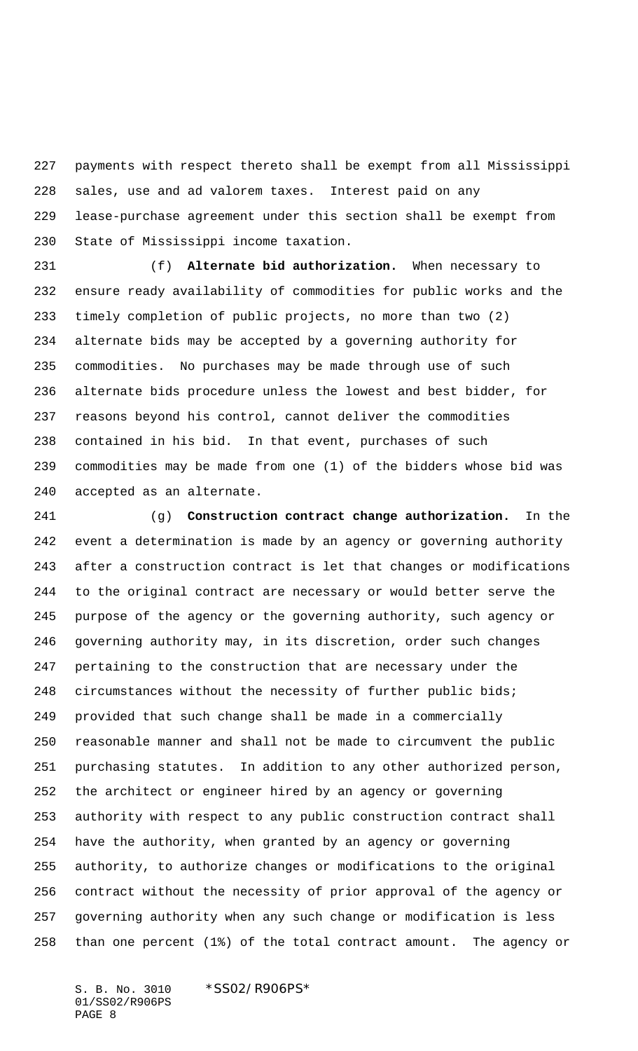payments with respect thereto shall be exempt from all Mississippi sales, use and ad valorem taxes. Interest paid on any lease-purchase agreement under this section shall be exempt from State of Mississippi income taxation.

(f) **Alternate bid authorization.** When necessary to ensure ready availability of commodities for public works and the timely completion of public projects, no more than two (2) alternate bids may be accepted by a governing authority for commodities. No purchases may be made through use of such alternate bids procedure unless the lowest and best bidder, for reasons beyond his control, cannot deliver the commodities contained in his bid. In that event, purchases of such commodities may be made from one (1) of the bidders whose bid was accepted as an alternate.

(g) **Construction contract change authorization.** In the event a determination is made by an agency or governing authority after a construction contract is let that changes or modifications to the original contract are necessary or would better serve the purpose of the agency or the governing authority, such agency or governing authority may, in its discretion, order such changes pertaining to the construction that are necessary under the circumstances without the necessity of further public bids; provided that such change shall be made in a commercially reasonable manner and shall not be made to circumvent the public purchasing statutes. In addition to any other authorized person, the architect or engineer hired by an agency or governing authority with respect to any public construction contract shall have the authority, when granted by an agency or governing authority, to authorize changes or modifications to the original contract without the necessity of prior approval of the agency or governing authority when any such change or modification is less than one percent (1%) of the total contract amount. The agency or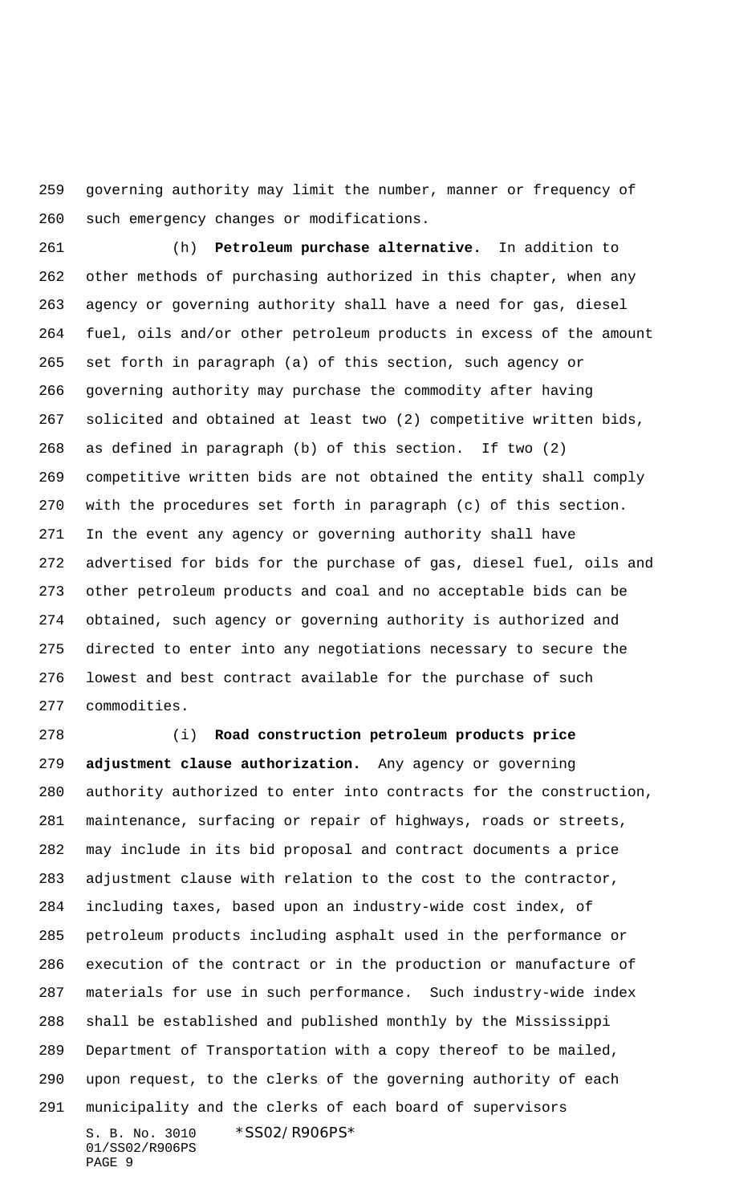governing authority may limit the number, manner or frequency of such emergency changes or modifications.

(h) **Petroleum purchase alternative.** In addition to other methods of purchasing authorized in this chapter, when any agency or governing authority shall have a need for gas, diesel fuel, oils and/or other petroleum products in excess of the amount set forth in paragraph (a) of this section, such agency or governing authority may purchase the commodity after having solicited and obtained at least two (2) competitive written bids, as defined in paragraph (b) of this section. If two (2) competitive written bids are not obtained the entity shall comply with the procedures set forth in paragraph (c) of this section. In the event any agency or governing authority shall have advertised for bids for the purchase of gas, diesel fuel, oils and other petroleum products and coal and no acceptable bids can be obtained, such agency or governing authority is authorized and directed to enter into any negotiations necessary to secure the lowest and best contract available for the purchase of such commodities.

(i) **Road construction petroleum products price adjustment clause authorization.** Any agency or governing authority authorized to enter into contracts for the construction, maintenance, surfacing or repair of highways, roads or streets, may include in its bid proposal and contract documents a price adjustment clause with relation to the cost to the contractor, including taxes, based upon an industry-wide cost index, of petroleum products including asphalt used in the performance or execution of the contract or in the production or manufacture of materials for use in such performance. Such industry-wide index shall be established and published monthly by the Mississippi Department of Transportation with a copy thereof to be mailed, upon request, to the clerks of the governing authority of each municipality and the clerks of each board of supervisors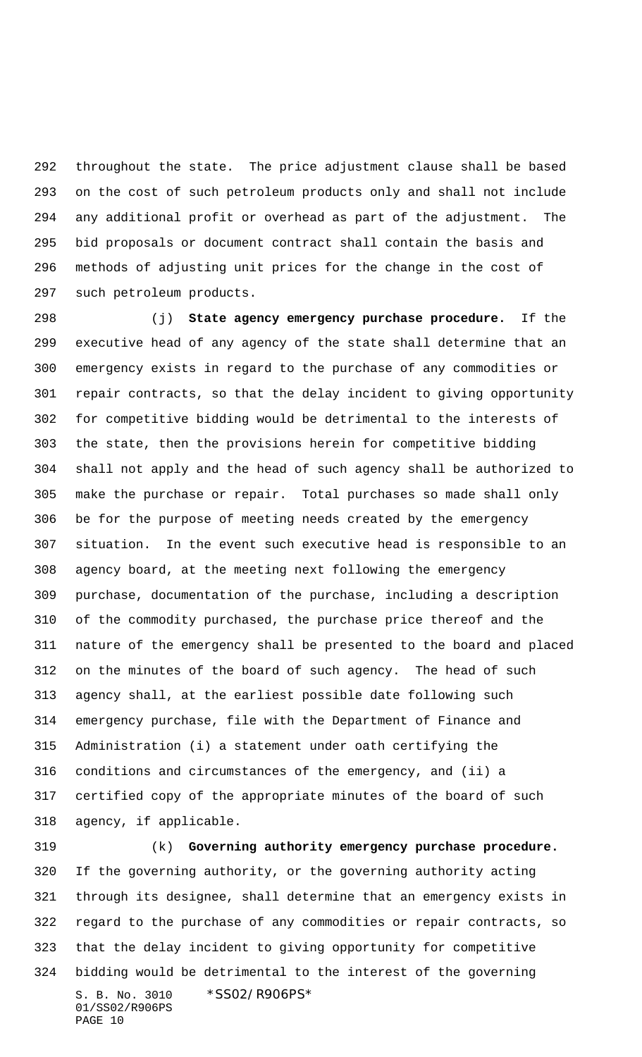throughout the state. The price adjustment clause shall be based on the cost of such petroleum products only and shall not include any additional profit or overhead as part of the adjustment. The bid proposals or document contract shall contain the basis and methods of adjusting unit prices for the change in the cost of such petroleum products.

(j) **State agency emergency purchase procedure.** If the executive head of any agency of the state shall determine that an emergency exists in regard to the purchase of any commodities or repair contracts, so that the delay incident to giving opportunity for competitive bidding would be detrimental to the interests of the state, then the provisions herein for competitive bidding shall not apply and the head of such agency shall be authorized to make the purchase or repair. Total purchases so made shall only be for the purpose of meeting needs created by the emergency situation. In the event such executive head is responsible to an agency board, at the meeting next following the emergency purchase, documentation of the purchase, including a description of the commodity purchased, the purchase price thereof and the nature of the emergency shall be presented to the board and placed on the minutes of the board of such agency. The head of such agency shall, at the earliest possible date following such emergency purchase, file with the Department of Finance and Administration (i) a statement under oath certifying the conditions and circumstances of the emergency, and (ii) a certified copy of the appropriate minutes of the board of such agency, if applicable.

(k) **Governing authority emergency purchase procedure.** If the governing authority, or the governing authority acting through its designee, shall determine that an emergency exists in regard to the purchase of any commodities or repair contracts, so that the delay incident to giving opportunity for competitive bidding would be detrimental to the interest of the governing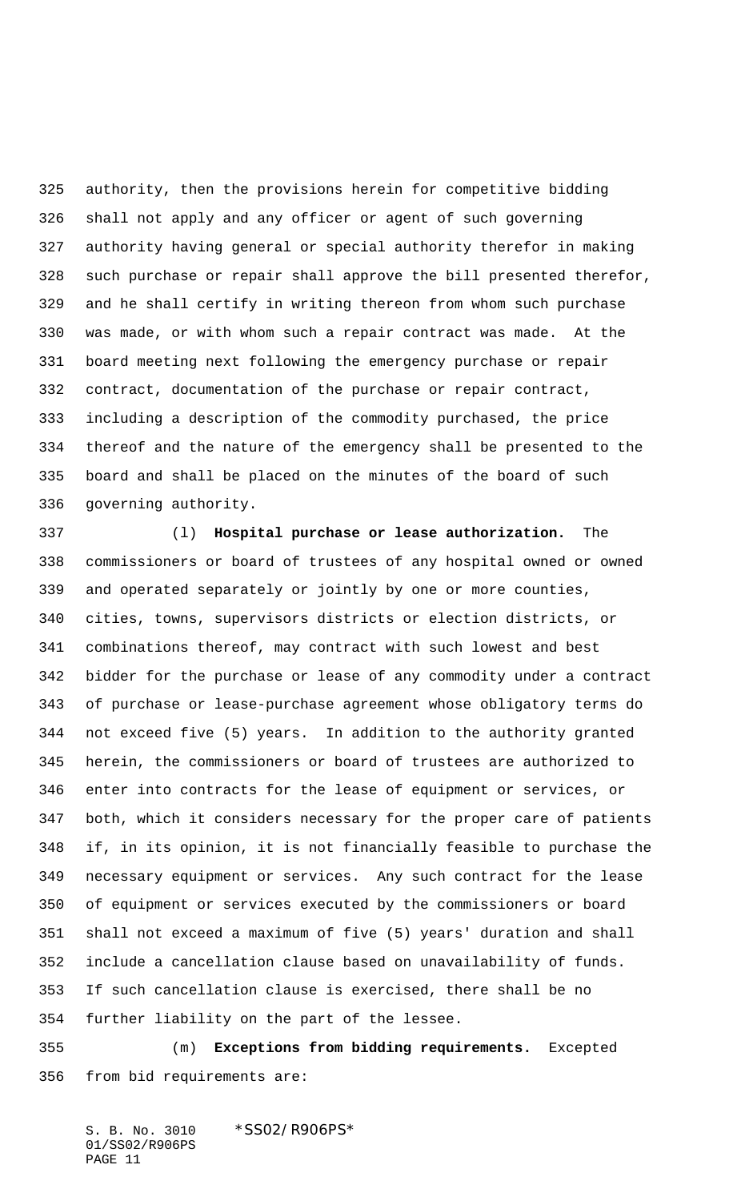authority, then the provisions herein for competitive bidding shall not apply and any officer or agent of such governing authority having general or special authority therefor in making such purchase or repair shall approve the bill presented therefor, and he shall certify in writing thereon from whom such purchase was made, or with whom such a repair contract was made. At the board meeting next following the emergency purchase or repair contract, documentation of the purchase or repair contract, including a description of the commodity purchased, the price thereof and the nature of the emergency shall be presented to the board and shall be placed on the minutes of the board of such governing authority.

(l) **Hospital purchase or lease authorization.** The commissioners or board of trustees of any hospital owned or owned and operated separately or jointly by one or more counties, cities, towns, supervisors districts or election districts, or combinations thereof, may contract with such lowest and best bidder for the purchase or lease of any commodity under a contract of purchase or lease-purchase agreement whose obligatory terms do not exceed five (5) years. In addition to the authority granted herein, the commissioners or board of trustees are authorized to enter into contracts for the lease of equipment or services, or both, which it considers necessary for the proper care of patients if, in its opinion, it is not financially feasible to purchase the necessary equipment or services. Any such contract for the lease of equipment or services executed by the commissioners or board shall not exceed a maximum of five (5) years' duration and shall include a cancellation clause based on unavailability of funds. If such cancellation clause is exercised, there shall be no further liability on the part of the lessee.

(m) **Exceptions from bidding requirements.** Excepted from bid requirements are: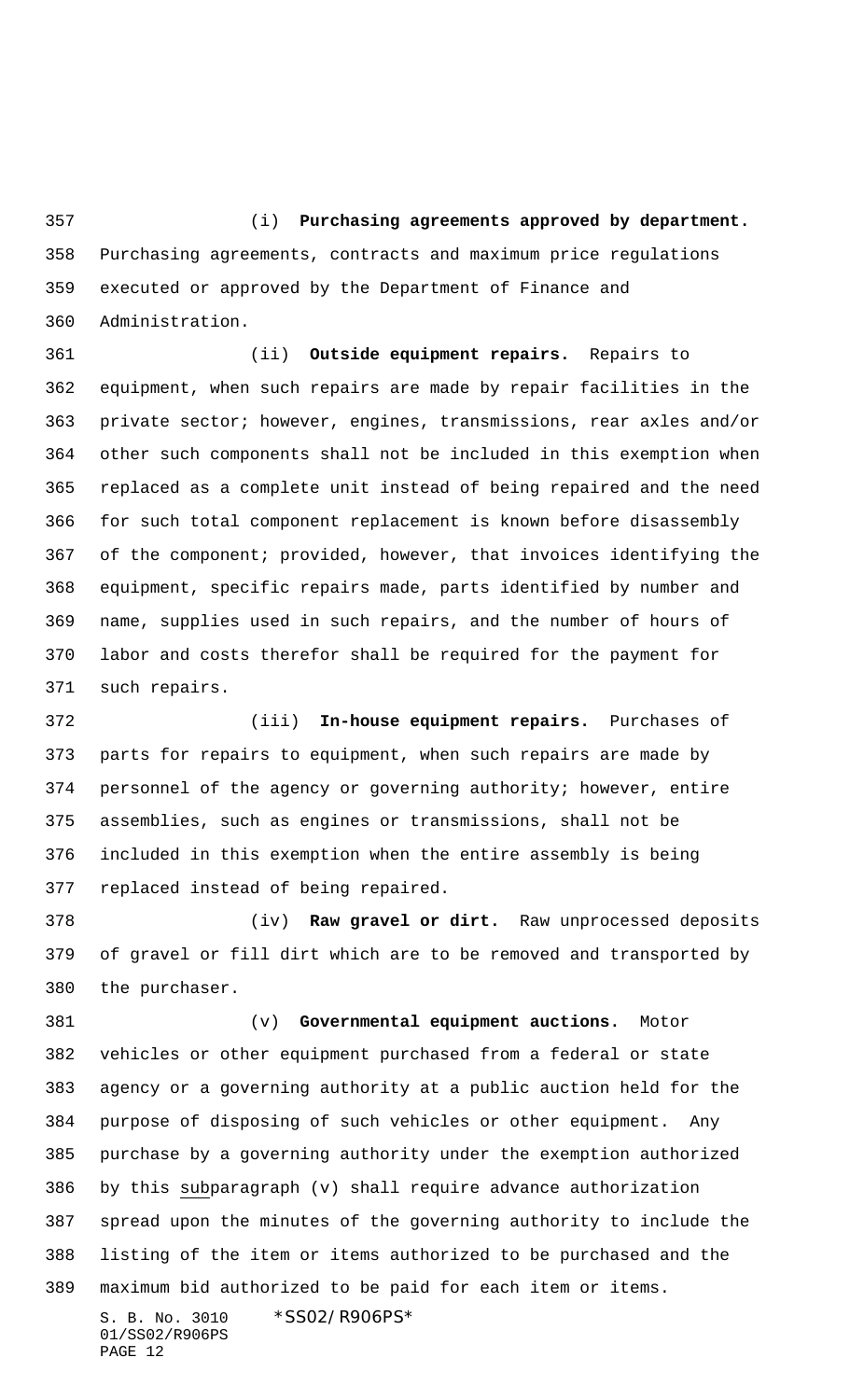(i) **Purchasing agreements approved by department.** Purchasing agreements, contracts and maximum price regulations executed or approved by the Department of Finance and Administration.

(ii) **Outside equipment repairs.** Repairs to equipment, when such repairs are made by repair facilities in the private sector; however, engines, transmissions, rear axles and/or other such components shall not be included in this exemption when replaced as a complete unit instead of being repaired and the need for such total component replacement is known before disassembly of the component; provided, however, that invoices identifying the equipment, specific repairs made, parts identified by number and name, supplies used in such repairs, and the number of hours of labor and costs therefor shall be required for the payment for such repairs.

(iii) **In-house equipment repairs.** Purchases of parts for repairs to equipment, when such repairs are made by personnel of the agency or governing authority; however, entire assemblies, such as engines or transmissions, shall not be included in this exemption when the entire assembly is being replaced instead of being repaired.

(iv) **Raw gravel or dirt.** Raw unprocessed deposits of gravel or fill dirt which are to be removed and transported by the purchaser.

(v) **Governmental equipment auctions.** Motor vehicles or other equipment purchased from a federal or state agency or a governing authority at a public auction held for the purpose of disposing of such vehicles or other equipment. Any purchase by a governing authority under the exemption authorized by this subparagraph (v) shall require advance authorization spread upon the minutes of the governing authority to include the listing of the item or items authorized to be purchased and the maximum bid authorized to be paid for each item or items.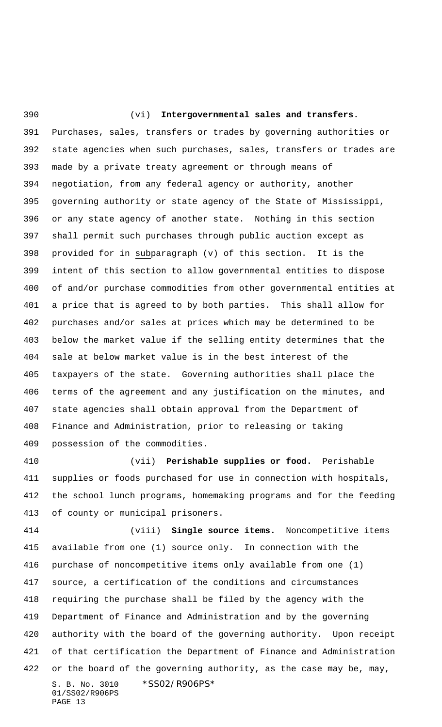(vi) **Intergovernmental sales and transfers.** Purchases, sales, transfers or trades by governing authorities or state agencies when such purchases, sales, transfers or trades are made by a private treaty agreement or through means of negotiation, from any federal agency or authority, another governing authority or state agency of the State of Mississippi, or any state agency of another state. Nothing in this section shall permit such purchases through public auction except as provided for in subparagraph (v) of this section. It is the intent of this section to allow governmental entities to dispose of and/or purchase commodities from other governmental entities at a price that is agreed to by both parties. This shall allow for purchases and/or sales at prices which may be determined to be below the market value if the selling entity determines that the sale at below market value is in the best interest of the taxpayers of the state. Governing authorities shall place the terms of the agreement and any justification on the minutes, and state agencies shall obtain approval from the Department of Finance and Administration, prior to releasing or taking possession of the commodities.

(vii) **Perishable supplies or food.** Perishable supplies or foods purchased for use in connection with hospitals, the school lunch programs, homemaking programs and for the feeding of county or municipal prisoners.

(viii) **Single source items.** Noncompetitive items available from one (1) source only. In connection with the purchase of noncompetitive items only available from one (1) source, a certification of the conditions and circumstances requiring the purchase shall be filed by the agency with the Department of Finance and Administration and by the governing authority with the board of the governing authority. Upon receipt of that certification the Department of Finance and Administration or the board of the governing authority, as the case may be, may,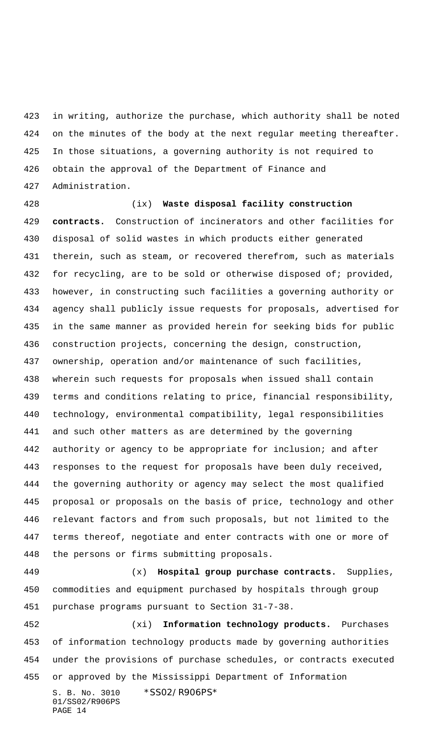in writing, authorize the purchase, which authority shall be noted on the minutes of the body at the next regular meeting thereafter. In those situations, a governing authority is not required to obtain the approval of the Department of Finance and Administration.

(ix) **Waste disposal facility construction contracts.** Construction of incinerators and other facilities for disposal of solid wastes in which products either generated therein, such as steam, or recovered therefrom, such as materials for recycling, are to be sold or otherwise disposed of; provided, however, in constructing such facilities a governing authority or agency shall publicly issue requests for proposals, advertised for in the same manner as provided herein for seeking bids for public construction projects, concerning the design, construction, ownership, operation and/or maintenance of such facilities, wherein such requests for proposals when issued shall contain terms and conditions relating to price, financial responsibility, technology, environmental compatibility, legal responsibilities and such other matters as are determined by the governing authority or agency to be appropriate for inclusion; and after responses to the request for proposals have been duly received, the governing authority or agency may select the most qualified proposal or proposals on the basis of price, technology and other relevant factors and from such proposals, but not limited to the terms thereof, negotiate and enter contracts with one or more of the persons or firms submitting proposals.

(x) **Hospital group purchase contracts.** Supplies, commodities and equipment purchased by hospitals through group purchase programs pursuant to Section 31-7-38.

(xi) **Information technology products.** Purchases of information technology products made by governing authorities under the provisions of purchase schedules, or contracts executed or approved by the Mississippi Department of Information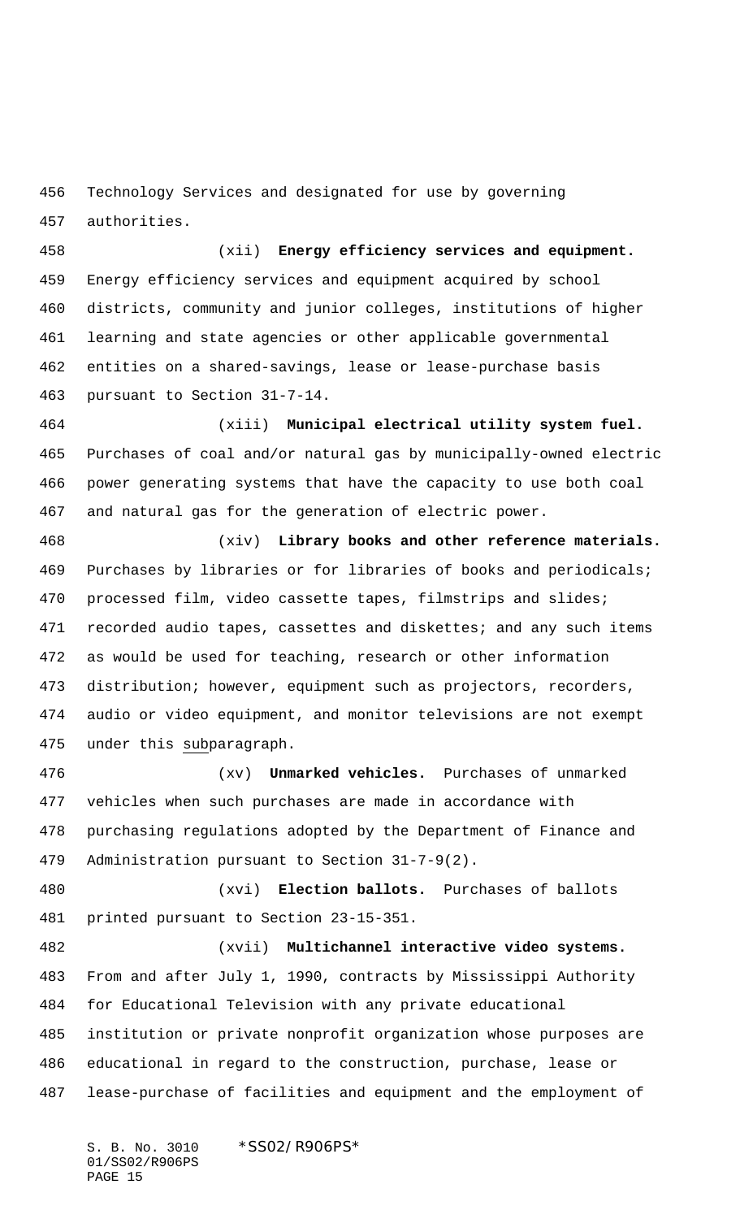Technology Services and designated for use by governing authorities.

(xii) **Energy efficiency services and equipment.** Energy efficiency services and equipment acquired by school districts, community and junior colleges, institutions of higher learning and state agencies or other applicable governmental entities on a shared-savings, lease or lease-purchase basis pursuant to Section 31-7-14.

(xiii) **Municipal electrical utility system fuel.** Purchases of coal and/or natural gas by municipally-owned electric power generating systems that have the capacity to use both coal and natural gas for the generation of electric power.

(xiv) **Library books and other reference materials.** Purchases by libraries or for libraries of books and periodicals; processed film, video cassette tapes, filmstrips and slides; recorded audio tapes, cassettes and diskettes; and any such items as would be used for teaching, research or other information distribution; however, equipment such as projectors, recorders, audio or video equipment, and monitor televisions are not exempt under this subparagraph.

(xv) **Unmarked vehicles.** Purchases of unmarked vehicles when such purchases are made in accordance with purchasing regulations adopted by the Department of Finance and Administration pursuant to Section 31-7-9(2).

(xvi) **Election ballots.** Purchases of ballots printed pursuant to Section 23-15-351.

(xvii) **Multichannel interactive video systems.** From and after July 1, 1990, contracts by Mississippi Authority for Educational Television with any private educational institution or private nonprofit organization whose purposes are educational in regard to the construction, purchase, lease or lease-purchase of facilities and equipment and the employment of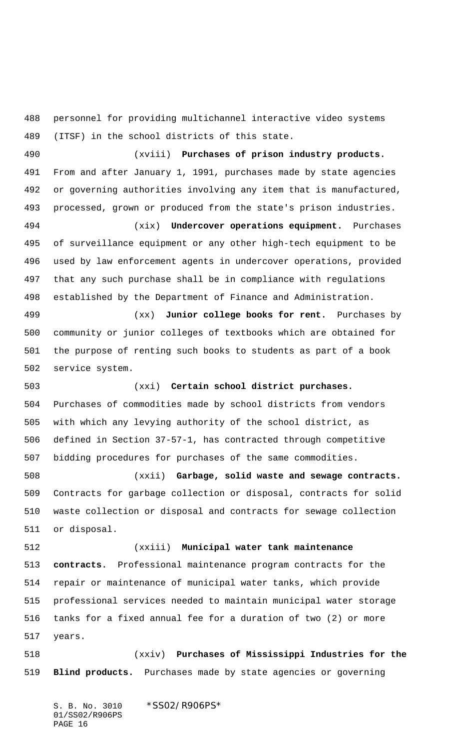personnel for providing multichannel interactive video systems (ITSF) in the school districts of this state.

(xviii) **Purchases of prison industry products.** From and after January 1, 1991, purchases made by state agencies or governing authorities involving any item that is manufactured, processed, grown or produced from the state's prison industries.

(xix) **Undercover operations equipment.** Purchases of surveillance equipment or any other high-tech equipment to be used by law enforcement agents in undercover operations, provided that any such purchase shall be in compliance with regulations established by the Department of Finance and Administration.

(xx) **Junior college books for rent.** Purchases by community or junior colleges of textbooks which are obtained for the purpose of renting such books to students as part of a book service system.

(xxi) **Certain school district purchases.** Purchases of commodities made by school districts from vendors with which any levying authority of the school district, as defined in Section 37-57-1, has contracted through competitive bidding procedures for purchases of the same commodities.

(xxii) **Garbage, solid waste and sewage contracts.** Contracts for garbage collection or disposal, contracts for solid waste collection or disposal and contracts for sewage collection or disposal.

(xxiii) **Municipal water tank maintenance contracts.** Professional maintenance program contracts for the repair or maintenance of municipal water tanks, which provide professional services needed to maintain municipal water storage tanks for a fixed annual fee for a duration of two (2) or more years.

(xxiv) **Purchases of Mississippi Industries for the Blind products.** Purchases made by state agencies or governing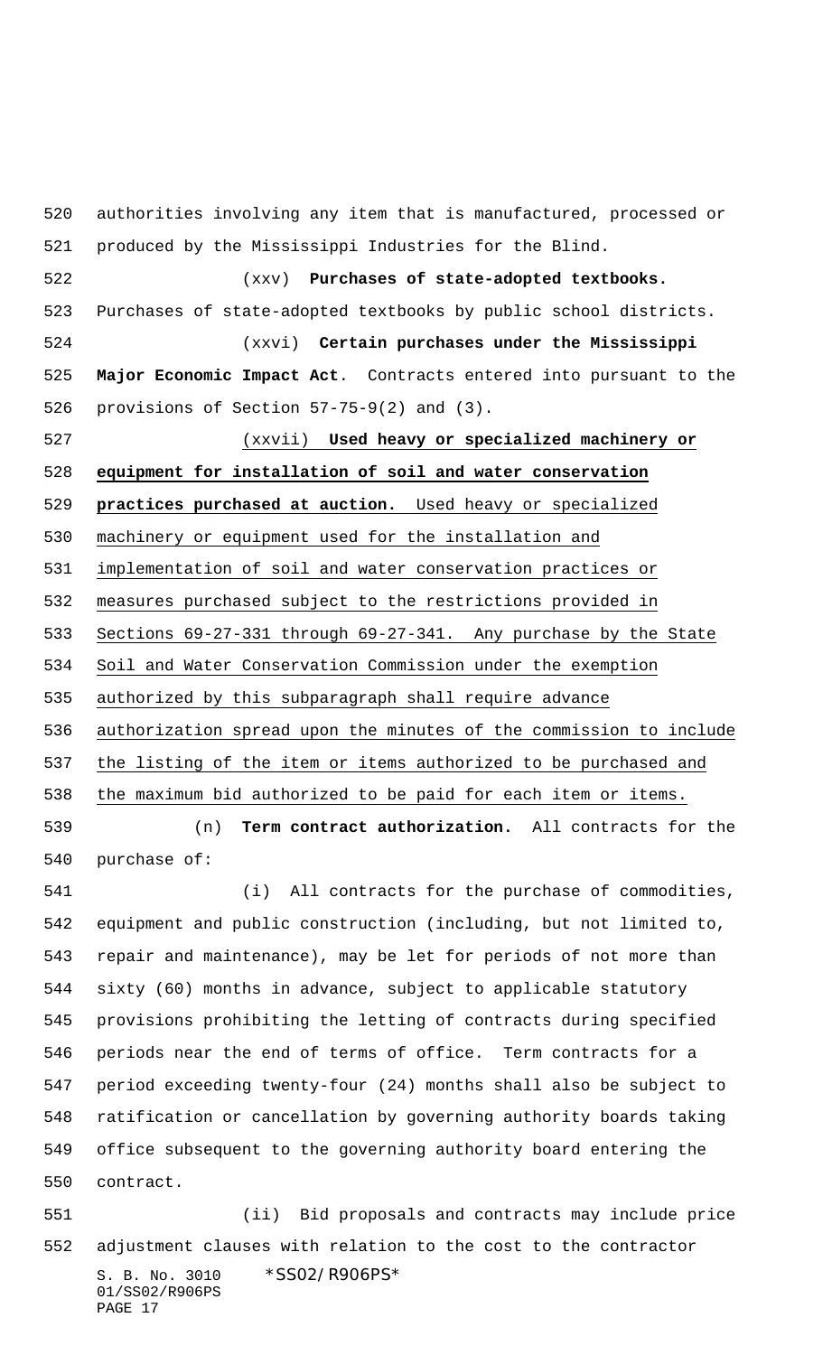authorities involving any item that is manufactured, processed or produced by the Mississippi Industries for the Blind.

(xxv) **Purchases of state-adopted textbooks.** Purchases of state-adopted textbooks by public school districts.

(xxvi) **Certain purchases under the Mississippi Major Economic Impact Act**. Contracts entered into pursuant to the provisions of Section 57-75-9(2) and (3).

(xxvii) **Used heavy or specialized machinery or equipment for installation of soil and water conservation practices purchased at auction.** Used heavy or specialized machinery or equipment used for the installation and implementation of soil and water conservation practices or measures purchased subject to the restrictions provided in Sections 69-27-331 through 69-27-341. Any purchase by the State Soil and Water Conservation Commission under the exemption authorized by this subparagraph shall require advance authorization spread upon the minutes of the commission to include the listing of the item or items authorized to be purchased and the maximum bid authorized to be paid for each item or items.

(n) **Term contract authorization.** All contracts for the purchase of:

(i) All contracts for the purchase of commodities, equipment and public construction (including, but not limited to, repair and maintenance), may be let for periods of not more than sixty (60) months in advance, subject to applicable statutory provisions prohibiting the letting of contracts during specified periods near the end of terms of office. Term contracts for a period exceeding twenty-four (24) months shall also be subject to ratification or cancellation by governing authority boards taking office subsequent to the governing authority board entering the contract.

(ii) Bid proposals and contracts may include price adjustment clauses with relation to the cost to the contractor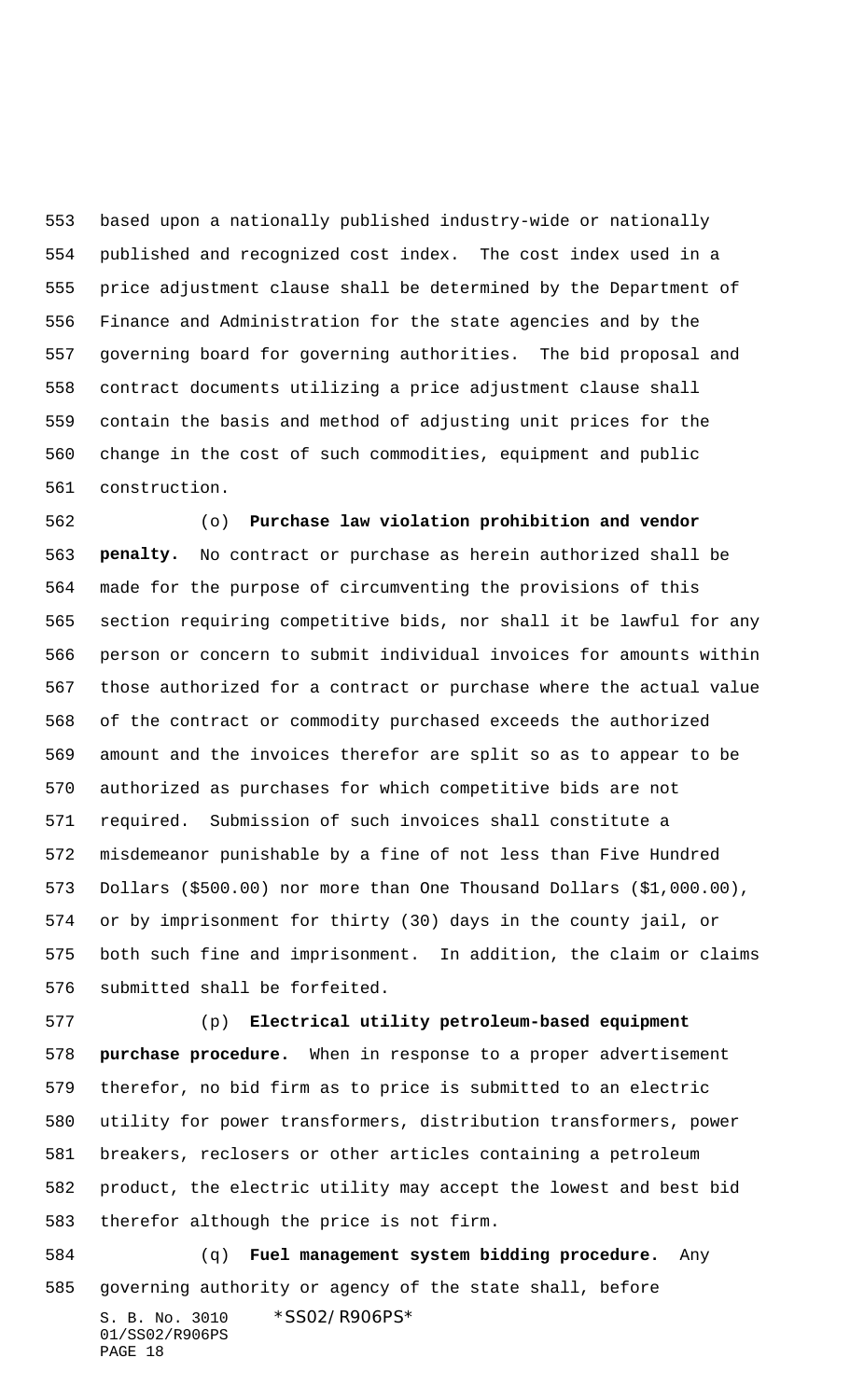based upon a nationally published industry-wide or nationally published and recognized cost index. The cost index used in a price adjustment clause shall be determined by the Department of Finance and Administration for the state agencies and by the governing board for governing authorities. The bid proposal and contract documents utilizing a price adjustment clause shall contain the basis and method of adjusting unit prices for the change in the cost of such commodities, equipment and public construction.

(o) **Purchase law violation prohibition and vendor penalty.** No contract or purchase as herein authorized shall be made for the purpose of circumventing the provisions of this section requiring competitive bids, nor shall it be lawful for any person or concern to submit individual invoices for amounts within those authorized for a contract or purchase where the actual value of the contract or commodity purchased exceeds the authorized amount and the invoices therefor are split so as to appear to be authorized as purchases for which competitive bids are not required. Submission of such invoices shall constitute a misdemeanor punishable by a fine of not less than Five Hundred Dollars ($500.00) nor more than One Thousand Dollars ($1,000.00), or by imprisonment for thirty (30) days in the county jail, or both such fine and imprisonment. In addition, the claim or claims submitted shall be forfeited.

(p) **Electrical utility petroleum-based equipment purchase procedure.** When in response to a proper advertisement therefor, no bid firm as to price is submitted to an electric utility for power transformers, distribution transformers, power breakers, reclosers or other articles containing a petroleum product, the electric utility may accept the lowest and best bid therefor although the price is not firm.

(q) **Fuel management system bidding procedure.** Any governing authority or agency of the state shall, before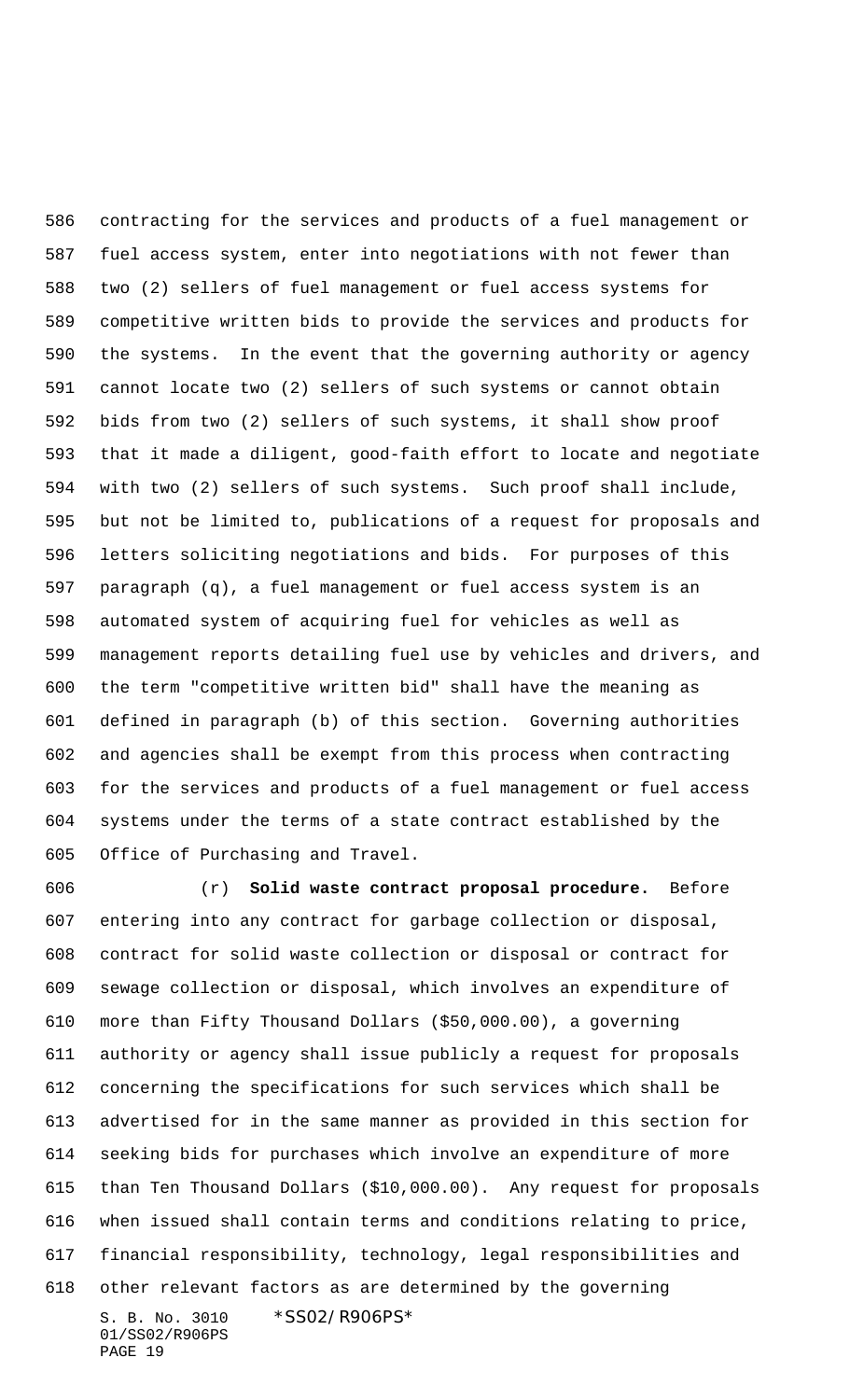contracting for the services and products of a fuel management or fuel access system, enter into negotiations with not fewer than two (2) sellers of fuel management or fuel access systems for competitive written bids to provide the services and products for the systems. In the event that the governing authority or agency cannot locate two (2) sellers of such systems or cannot obtain bids from two (2) sellers of such systems, it shall show proof that it made a diligent, good-faith effort to locate and negotiate with two (2) sellers of such systems. Such proof shall include, but not be limited to, publications of a request for proposals and letters soliciting negotiations and bids. For purposes of this paragraph (q), a fuel management or fuel access system is an automated system of acquiring fuel for vehicles as well as management reports detailing fuel use by vehicles and drivers, and the term "competitive written bid" shall have the meaning as defined in paragraph (b) of this section. Governing authorities and agencies shall be exempt from this process when contracting for the services and products of a fuel management or fuel access systems under the terms of a state contract established by the Office of Purchasing and Travel.

(r) **Solid waste contract proposal procedure.** Before entering into any contract for garbage collection or disposal, contract for solid waste collection or disposal or contract for sewage collection or disposal, which involves an expenditure of more than Fifty Thousand Dollars ($50,000.00), a governing authority or agency shall issue publicly a request for proposals concerning the specifications for such services which shall be advertised for in the same manner as provided in this section for seeking bids for purchases which involve an expenditure of more than Ten Thousand Dollars ($10,000.00). Any request for proposals when issued shall contain terms and conditions relating to price, financial responsibility, technology, legal responsibilities and other relevant factors as are determined by the governing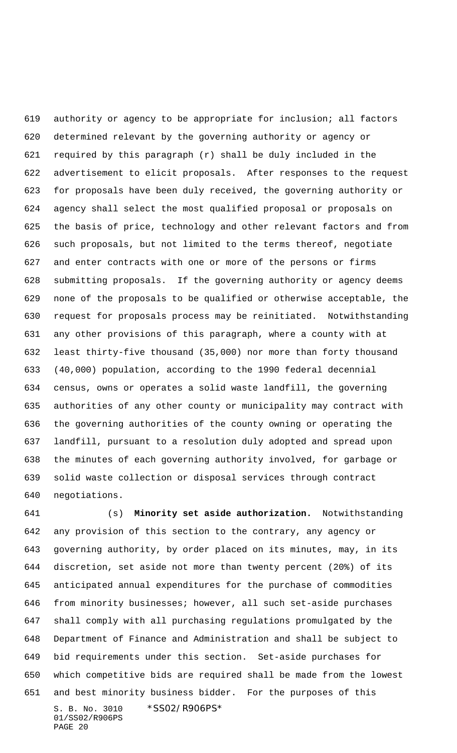authority or agency to be appropriate for inclusion; all factors determined relevant by the governing authority or agency or required by this paragraph (r) shall be duly included in the advertisement to elicit proposals. After responses to the request for proposals have been duly received, the governing authority or agency shall select the most qualified proposal or proposals on the basis of price, technology and other relevant factors and from such proposals, but not limited to the terms thereof, negotiate and enter contracts with one or more of the persons or firms submitting proposals. If the governing authority or agency deems none of the proposals to be qualified or otherwise acceptable, the request for proposals process may be reinitiated. Notwithstanding any other provisions of this paragraph, where a county with at least thirty-five thousand (35,000) nor more than forty thousand (40,000) population, according to the 1990 federal decennial census, owns or operates a solid waste landfill, the governing authorities of any other county or municipality may contract with the governing authorities of the county owning or operating the landfill, pursuant to a resolution duly adopted and spread upon the minutes of each governing authority involved, for garbage or solid waste collection or disposal services through contract negotiations.

(s) **Minority set aside authorization.** Notwithstanding any provision of this section to the contrary, any agency or governing authority, by order placed on its minutes, may, in its discretion, set aside not more than twenty percent (20%) of its anticipated annual expenditures for the purchase of commodities from minority businesses; however, all such set-aside purchases shall comply with all purchasing regulations promulgated by the Department of Finance and Administration and shall be subject to bid requirements under this section. Set-aside purchases for which competitive bids are required shall be made from the lowest and best minority business bidder. For the purposes of this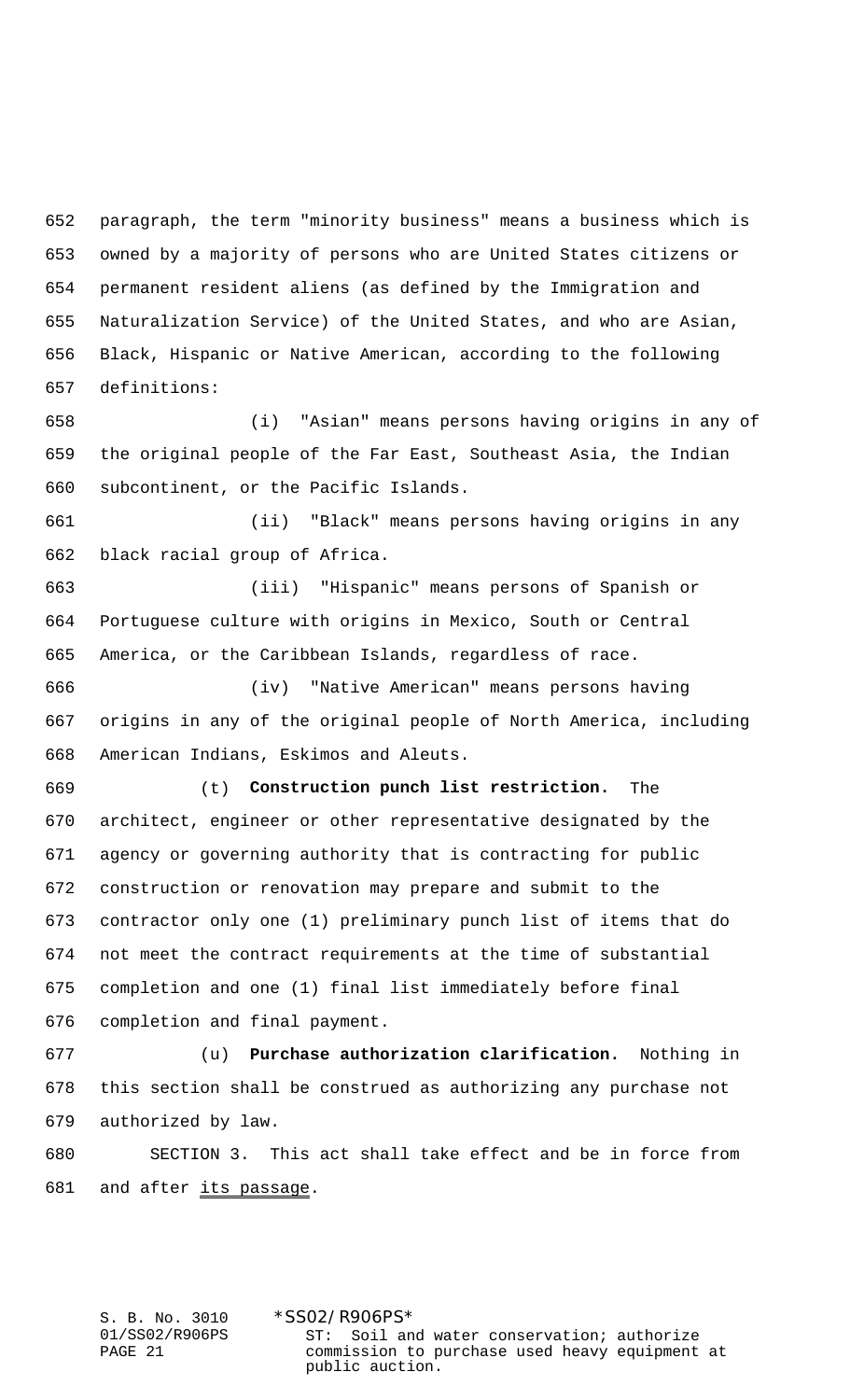paragraph, the term "minority business" means a business which is owned by a majority of persons who are United States citizens or permanent resident aliens (as defined by the Immigration and Naturalization Service) of the United States, and who are Asian, Black, Hispanic or Native American, according to the following definitions:

(i) "Asian" means persons having origins in any of the original people of the Far East, Southeast Asia, the Indian subcontinent, or the Pacific Islands.

(ii) "Black" means persons having origins in any black racial group of Africa.

(iii) "Hispanic" means persons of Spanish or Portuguese culture with origins in Mexico, South or Central America, or the Caribbean Islands, regardless of race.

(iv) "Native American" means persons having origins in any of the original people of North America, including American Indians, Eskimos and Aleuts.

(t) **Construction punch list restriction.** The architect, engineer or other representative designated by the agency or governing authority that is contracting for public construction or renovation may prepare and submit to the contractor only one (1) preliminary punch list of items that do not meet the contract requirements at the time of substantial completion and one (1) final list immediately before final completion and final payment.

(u) **Purchase authorization clarification.** Nothing in this section shall be construed as authorizing any purchase not authorized by law.

SECTION 3. This act shall take effect and be in force from and after its passage.

S. B. No. 3010 *SS02/R906PS*
01/SS02/R906PS
ST: Soil and water conservation; authorize commission to purchase used heavy equipment at public auction.